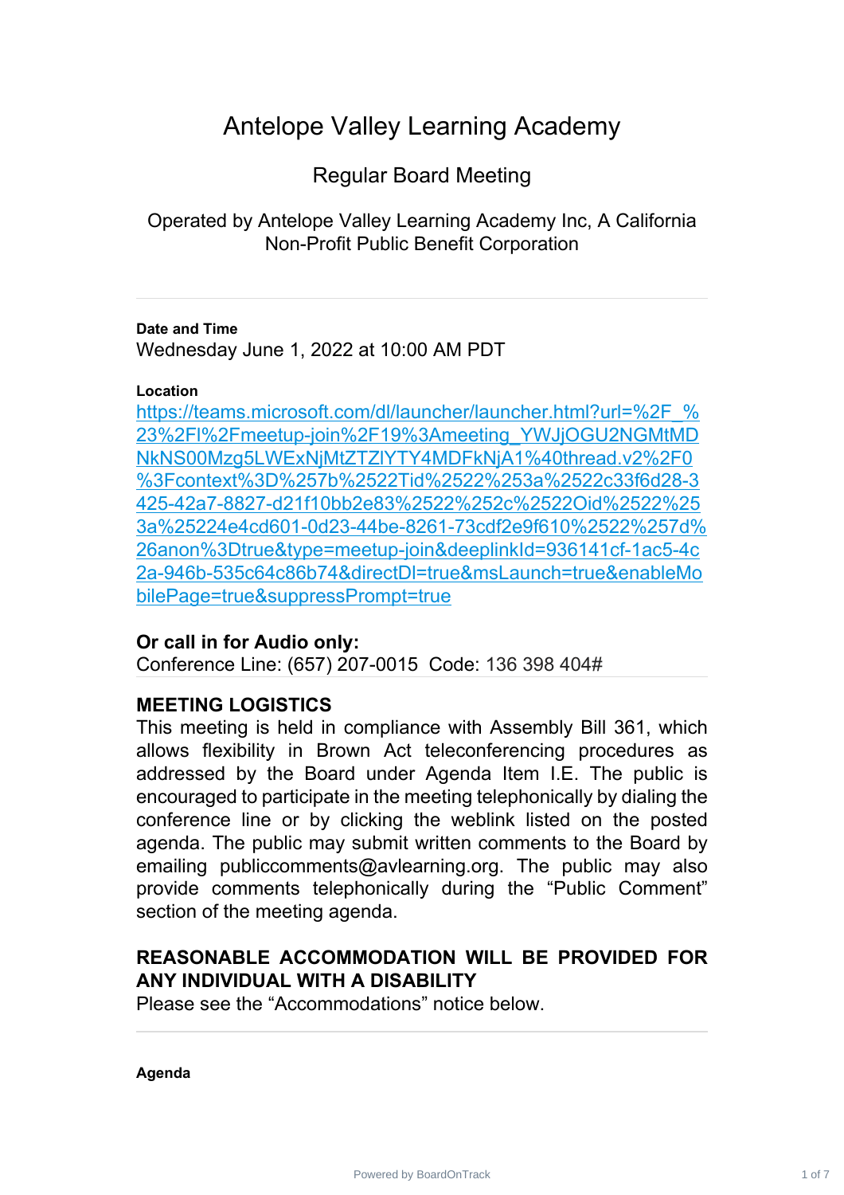# Antelope Valley Learning Academy

## Regular Board Meeting

Operated by Antelope Valley Learning Academy Inc, A California Non-Profit Public Benefit Corporation

---

**Date and Time**

Wednesday June 1, 2022 at 10:00 AM PDT

**Location**

https://teams.microsoft.com/dl/launcher/launcher.html?url=%2F_%23%2Fl%2Fmeetup-join%2F19%3Ameeting_YWJjOGU2NGMtMDNkNS00Mzg5LWExNjMtZTZlYTY4MDFkNjA1%40thread.v2%2F0%3Fcontext%3D%257b%2522Tid%2522%253a%2522c33f6d28-3425-42a7-8827-d21f10bb2e83%2522%252c%2522Oid%2522%253a%25224e4cd601-0d23-44be-8261-73cdf2e9f610%2522%257d%26anon%3Dtrue&type=meetup-join&deeplinkId=936141cf-1ac5-4c2a-946b-535c64c86b74&directDl=true&msLaunch=true&enableMobilePage=true&suppressPrompt=true

**Or call in for Audio only:**

Conference Line: (657) 207-0015 Code: 136 398 404#

---

**MEETING LOGISTICS**

This meeting is held in compliance with Assembly Bill 361, which allows flexibility in Brown Act teleconferencing procedures as addressed by the Board under Agenda Item I.E. The public is encouraged to participate in the meeting telephonically by dialing the conference line or by clicking the weblink listed on the posted agenda. The public may submit written comments to the Board by emailing publiccomments@avlearning.org. The public may also provide comments telephonically during the "Public Comment" section of the meeting agenda.

**REASONABLE ACCOMMODATION WILL BE PROVIDED FOR ANY INDIVIDUAL WITH A DISABILITY**

Please see the "Accommodations" notice below.

---

**Agenda**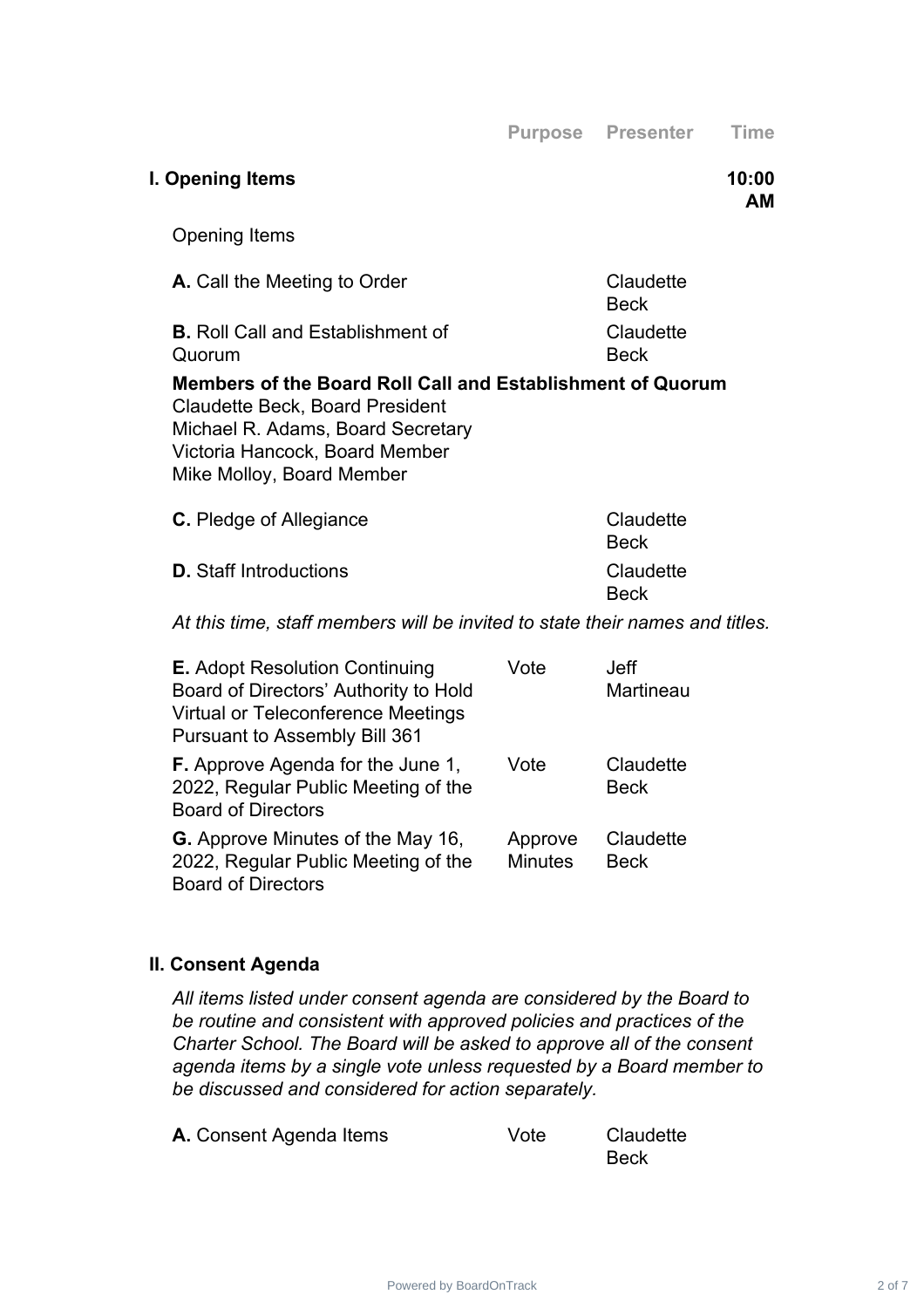| | Purpose | Presenter | Time |
|---|---|---|---|
| **I. Opening Items** | | | **10:00 AM** |

Opening Items

| | Purpose | Presenter | Time |
|---|---|---|---|
| **A.** Call the Meeting to Order | | Claudette Beck | |
| **B.** Roll Call and Establishment of Quorum | | Claudette Beck | |

**Members of the Board Roll Call and Establishment of Quorum**
Claudette Beck, Board President
Michael R. Adams, Board Secretary
Victoria Hancock, Board Member
Mike Molloy, Board Member

| | Purpose | Presenter | Time |
|---|---|---|---|
| **C.** Pledge of Allegiance | | Claudette Beck | |
| **D.** Staff Introductions | | Claudette Beck | |

*At this time, staff members will be invited to state their names and titles.*

| | Purpose | Presenter | Time |
|---|---|---|---|
| **E.** Adopt Resolution Continuing Board of Directors' Authority to Hold Virtual or Teleconference Meetings Pursuant to Assembly Bill 361 | Vote | Jeff Martineau | |
| **F.** Approve Agenda for the June 1, 2022, Regular Public Meeting of the Board of Directors | Vote | Claudette Beck | |
| **G.** Approve Minutes of the May 16, 2022, Regular Public Meeting of the Board of Directors | Approve Minutes | Claudette Beck | |

## II. Consent Agenda

*All items listed under consent agenda are considered by the Board to be routine and consistent with approved policies and practices of the Charter School. The Board will be asked to approve all of the consent agenda items by a single vote unless requested by a Board member to be discussed and considered for action separately.*

| | Purpose | Presenter | Time |
|---|---|---|---|
| **A.** Consent Agenda Items | Vote | Claudette Beck | |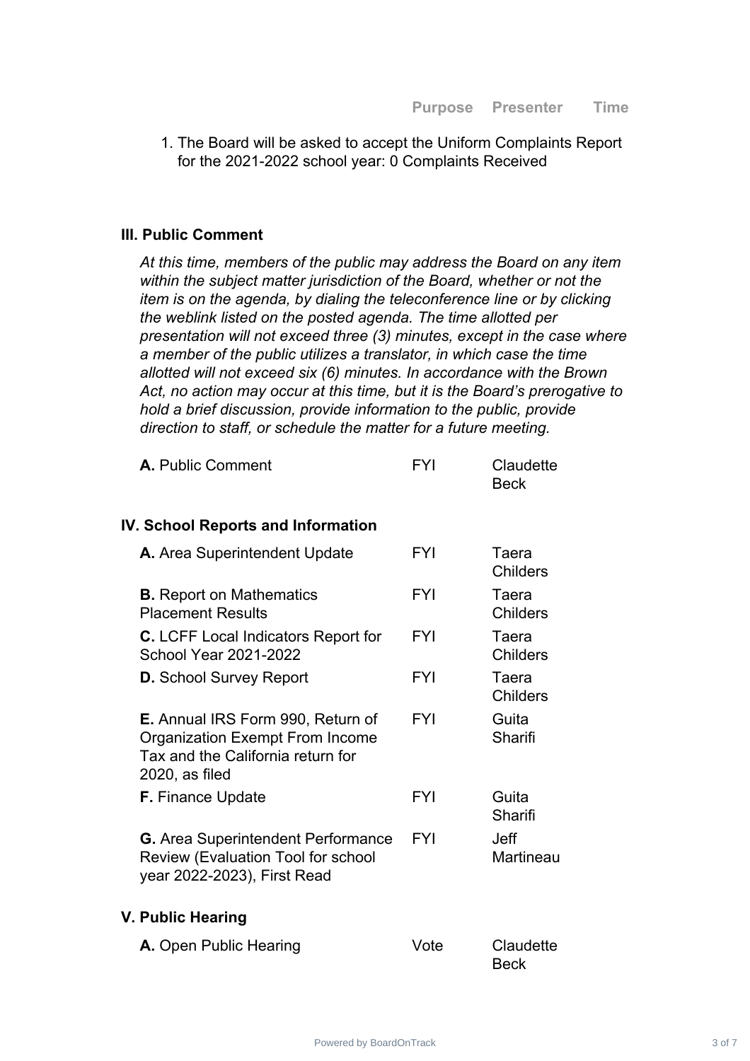| | Purpose | Presenter | Time |
|---|---|---|---|

1. The Board will be asked to accept the Uniform Complaints Report for the 2021-2022 school year: 0 Complaints Received

### III. Public Comment

*At this time, members of the public may address the Board on any item within the subject matter jurisdiction of the Board, whether or not the item is on the agenda, by dialing the teleconference line or by clicking the weblink listed on the posted agenda. The time allotted per presentation will not exceed three (3) minutes, except in the case where a member of the public utilizes a translator, in which case the time allotted will not exceed six (6) minutes. In accordance with the Brown Act, no action may occur at this time, but it is the Board's prerogative to hold a brief discussion, provide information to the public, provide direction to staff, or schedule the matter for a future meeting.*

| | Purpose | Presenter | Time |
|---|---|---|---|
| **A.** Public Comment | FYI | Claudette Beck | |

### IV. School Reports and Information

| | Purpose | Presenter | Time |
|---|---|---|---|
| **A.** Area Superintendent Update | FYI | Taera Childers | |
| **B.** Report on Mathematics Placement Results | FYI | Taera Childers | |
| **C.** LCFF Local Indicators Report for School Year 2021-2022 | FYI | Taera Childers | |
| **D.** School Survey Report | FYI | Taera Childers | |
| **E.** Annual IRS Form 990, Return of Organization Exempt From Income Tax and the California return for 2020, as filed | FYI | Guita Sharifi | |
| **F.** Finance Update | FYI | Guita Sharifi | |
| **G.** Area Superintendent Performance Review (Evaluation Tool for school year 2022-2023), First Read | FYI | Jeff Martineau | |

### V. Public Hearing

| | Purpose | Presenter | Time |
|---|---|---|---|
| **A.** Open Public Hearing | Vote | Claudette Beck | |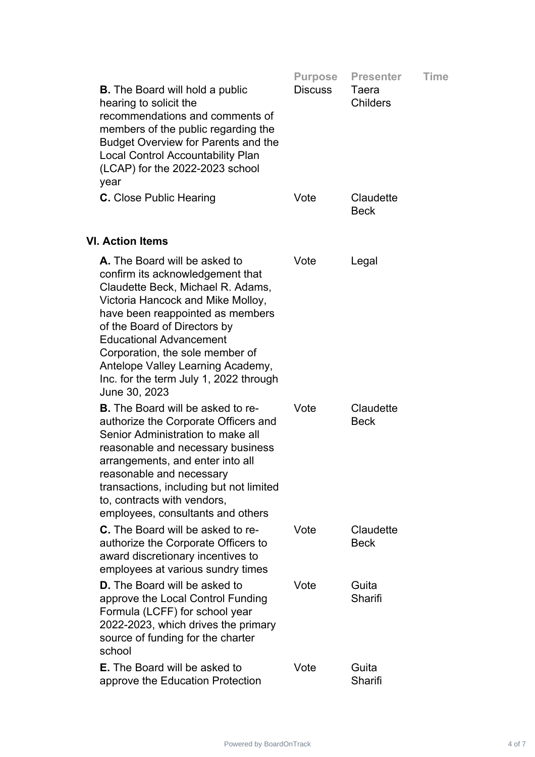| | Purpose | Presenter | Time |
|---|---|---|---|
| **B.** The Board will hold a public hearing to solicit the recommendations and comments of members of the public regarding the Budget Overview for Parents and the Local Control Accountability Plan (LCAP) for the 2022-2023 school year | Discuss | Taera Childers | |
| **C.** Close Public Hearing | Vote | Claudette Beck | |

## VI. Action Items

| | | | |
|---|---|---|---|
| **A.** The Board will be asked to confirm its acknowledgement that Claudette Beck, Michael R. Adams, Victoria Hancock and Mike Molloy, have been reappointed as members of the Board of Directors by Educational Advancement Corporation, the sole member of Antelope Valley Learning Academy, Inc. for the term July 1, 2022 through June 30, 2023 | Vote | Legal | |
| **B.** The Board will be asked to re-authorize the Corporate Officers and Senior Administration to make all reasonable and necessary business arrangements, and enter into all reasonable and necessary transactions, including but not limited to, contracts with vendors, employees, consultants and others | Vote | Claudette Beck | |
| **C.** The Board will be asked to re-authorize the Corporate Officers to award discretionary incentives to employees at various sundry times | Vote | Claudette Beck | |
| **D.** The Board will be asked to approve the Local Control Funding Formula (LCFF) for school year 2022-2023, which drives the primary source of funding for the charter school | Vote | Guita Sharifi | |
| **E.** The Board will be asked to approve the Education Protection | Vote | Guita Sharifi | |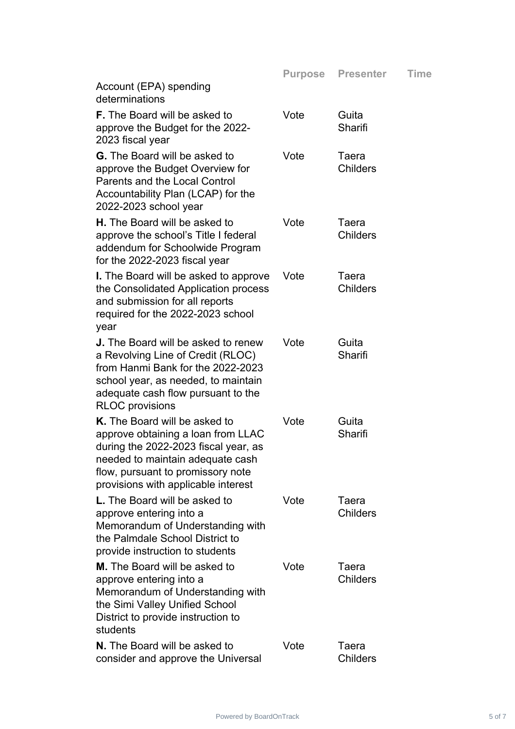| | Purpose | Presenter | Time |
|---|---|---|---|
| Account (EPA) spending determinations | | | |
| **F.** The Board will be asked to approve the Budget for the 2022-2023 fiscal year | Vote | Guita Sharifi | |
| **G.** The Board will be asked to approve the Budget Overview for Parents and the Local Control Accountability Plan (LCAP) for the 2022-2023 school year | Vote | Taera Childers | |
| **H.** The Board will be asked to approve the school's Title I federal addendum for Schoolwide Program for the 2022-2023 fiscal year | Vote | Taera Childers | |
| **I.** The Board will be asked to approve the Consolidated Application process and submission for all reports required for the 2022-2023 school year | Vote | Taera Childers | |
| **J.** The Board will be asked to renew a Revolving Line of Credit (RLOC) from Hanmi Bank for the 2022-2023 school year, as needed, to maintain adequate cash flow pursuant to the RLOC provisions | Vote | Guita Sharifi | |
| **K.** The Board will be asked to approve obtaining a loan from LLAC during the 2022-2023 fiscal year, as needed to maintain adequate cash flow, pursuant to promissory note provisions with applicable interest | Vote | Guita Sharifi | |
| **L.** The Board will be asked to approve entering into a Memorandum of Understanding with the Palmdale School District to provide instruction to students | Vote | Taera Childers | |
| **M.** The Board will be asked to approve entering into a Memorandum of Understanding with the Simi Valley Unified School District to provide instruction to students | Vote | Taera Childers | |
| **N.** The Board will be asked to consider and approve the Universal | Vote | Taera Childers | |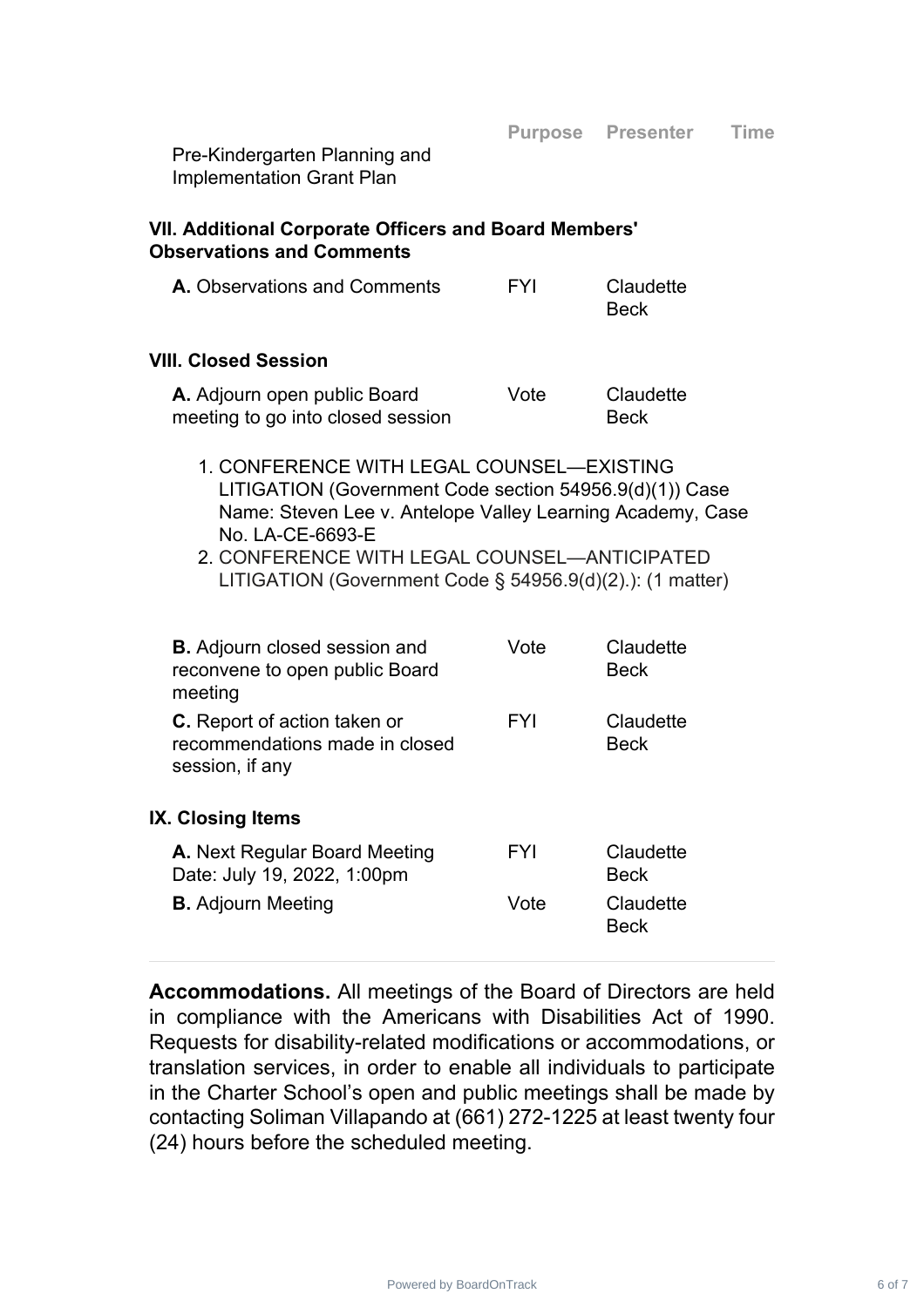| | Purpose | Presenter | Time |
|---|---|---|---|
| Pre-Kindergarten Planning and Implementation Grant Plan | | | |

### VII. Additional Corporate Officers and Board Members' Observations and Comments

| | Purpose | Presenter | Time |
|---|---|---|---|
| **A.** Observations and Comments | FYI | Claudette Beck | |

### VIII. Closed Session

| | Purpose | Presenter | Time |
|---|---|---|---|
| **A.** Adjourn open public Board meeting to go into closed session | Vote | Claudette Beck | |

1. CONFERENCE WITH LEGAL COUNSEL—EXISTING LITIGATION (Government Code section 54956.9(d)(1)) Case Name: Steven Lee v. Antelope Valley Learning Academy, Case No. LA-CE-6693-E
2. CONFERENCE WITH LEGAL COUNSEL—ANTICIPATED LITIGATION (Government Code § 54956.9(d)(2).): (1 matter)

| | Purpose | Presenter | Time |
|---|---|---|---|
| **B.** Adjourn closed session and reconvene to open public Board meeting | Vote | Claudette Beck | |
| **C.** Report of action taken or recommendations made in closed session, if any | FYI | Claudette Beck | |

### IX. Closing Items

| | Purpose | Presenter | Time |
|---|---|---|---|
| **A.** Next Regular Board Meeting Date: July 19, 2022, 1:00pm | FYI | Claudette Beck | |
| **B.** Adjourn Meeting | Vote | Claudette Beck | |

---

**Accommodations.** All meetings of the Board of Directors are held in compliance with the Americans with Disabilities Act of 1990. Requests for disability-related modifications or accommodations, or translation services, in order to enable all individuals to participate in the Charter School's open and public meetings shall be made by contacting Soliman Villapando at (661) 272-1225 at least twenty four (24) hours before the scheduled meeting.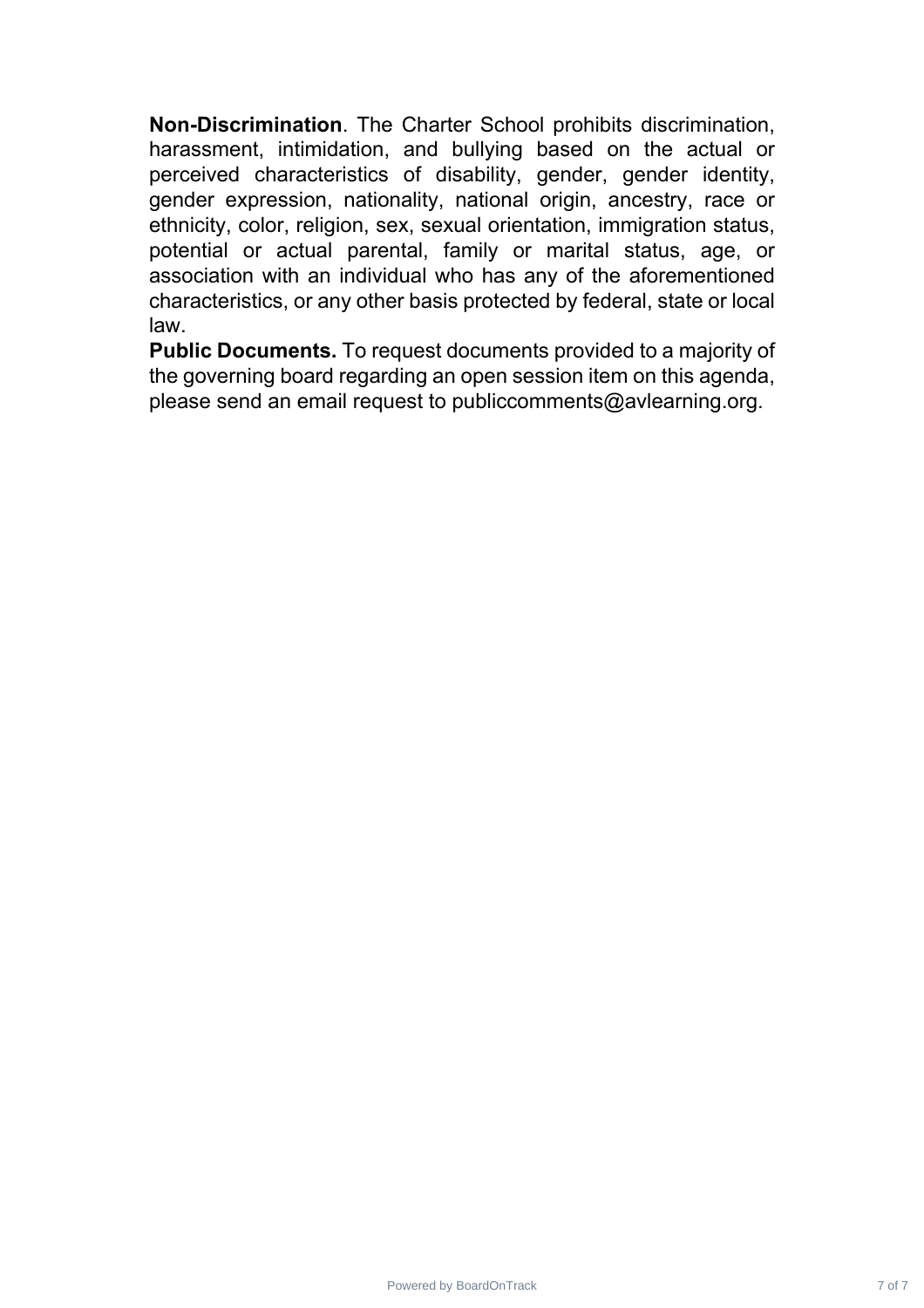**Non-Discrimination**. The Charter School prohibits discrimination, harassment, intimidation, and bullying based on the actual or perceived characteristics of disability, gender, gender identity, gender expression, nationality, national origin, ancestry, race or ethnicity, color, religion, sex, sexual orientation, immigration status, potential or actual parental, family or marital status, age, or association with an individual who has any of the aforementioned characteristics, or any other basis protected by federal, state or local law.

**Public Documents.** To request documents provided to a majority of the governing board regarding an open session item on this agenda, please send an email request to publiccomments@avlearning.org.